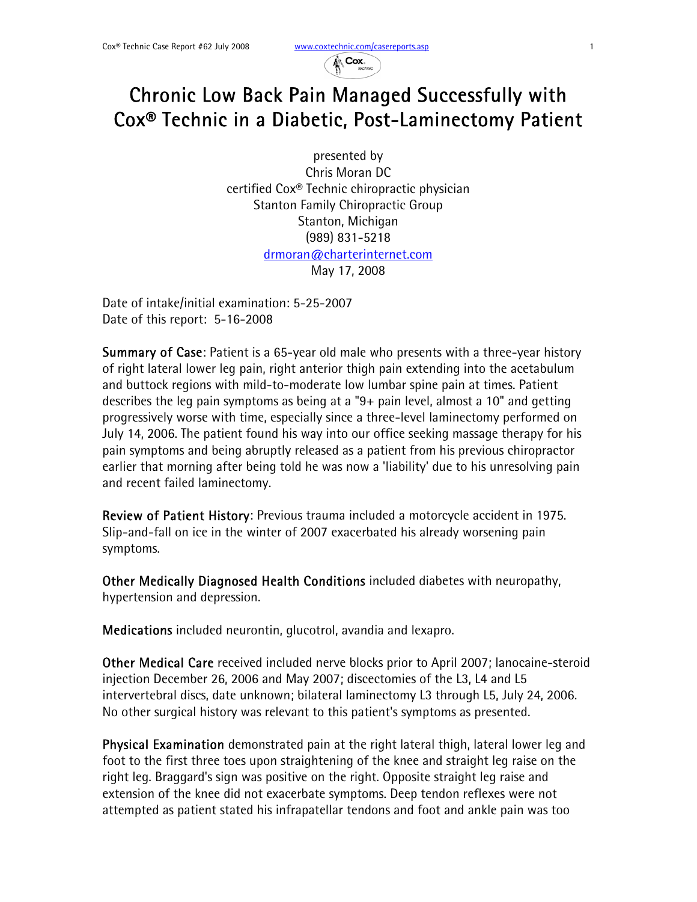# Chronic Low Back Pain Managed Successfully with Cox® Technic in a Diabetic, Post-Laminectomy Patient

presented by
Chris Moran DC
certified Cox® Technic chiropractic physician
Stanton Family Chiropractic Group
Stanton, Michigan
(989) 831-5218
drmoran@charterinternet.com
May 17, 2008

Date of intake/initial examination: 5-25-2007
Date of this report: 5-16-2008

**Summary of Case**: Patient is a 65-year old male who presents with a three-year history of right lateral lower leg pain, right anterior thigh pain extending into the acetabulum and buttock regions with mild-to-moderate low lumbar spine pain at times. Patient describes the leg pain symptoms as being at a "9+ pain level, almost a 10" and getting progressively worse with time, especially since a three-level laminectomy performed on July 14, 2006. The patient found his way into our office seeking massage therapy for his pain symptoms and being abruptly released as a patient from his previous chiropractor earlier that morning after being told he was now a 'liability' due to his unresolving pain and recent failed laminectomy.

**Review of Patient History**: Previous trauma included a motorcycle accident in 1975. Slip-and-fall on ice in the winter of 2007 exacerbated his already worsening pain symptoms.

**Other Medically Diagnosed Health Conditions** included diabetes with neuropathy, hypertension and depression.

**Medications** included neurontin, glucotrol, avandia and lexapro.

**Other Medical Care** received included nerve blocks prior to April 2007; lanocaine-steroid injection December 26, 2006 and May 2007; discectomies of the L3, L4 and L5 intervertebral discs, date unknown; bilateral laminectomy L3 through L5, July 24, 2006. No other surgical history was relevant to this patient's symptoms as presented.

**Physical Examination** demonstrated pain at the right lateral thigh, lateral lower leg and foot to the first three toes upon straightening of the knee and straight leg raise on the right leg. Braggard's sign was positive on the right. Opposite straight leg raise and extension of the knee did not exacerbate symptoms. Deep tendon reflexes were not attempted as patient stated his infrapatellar tendons and foot and ankle pain was too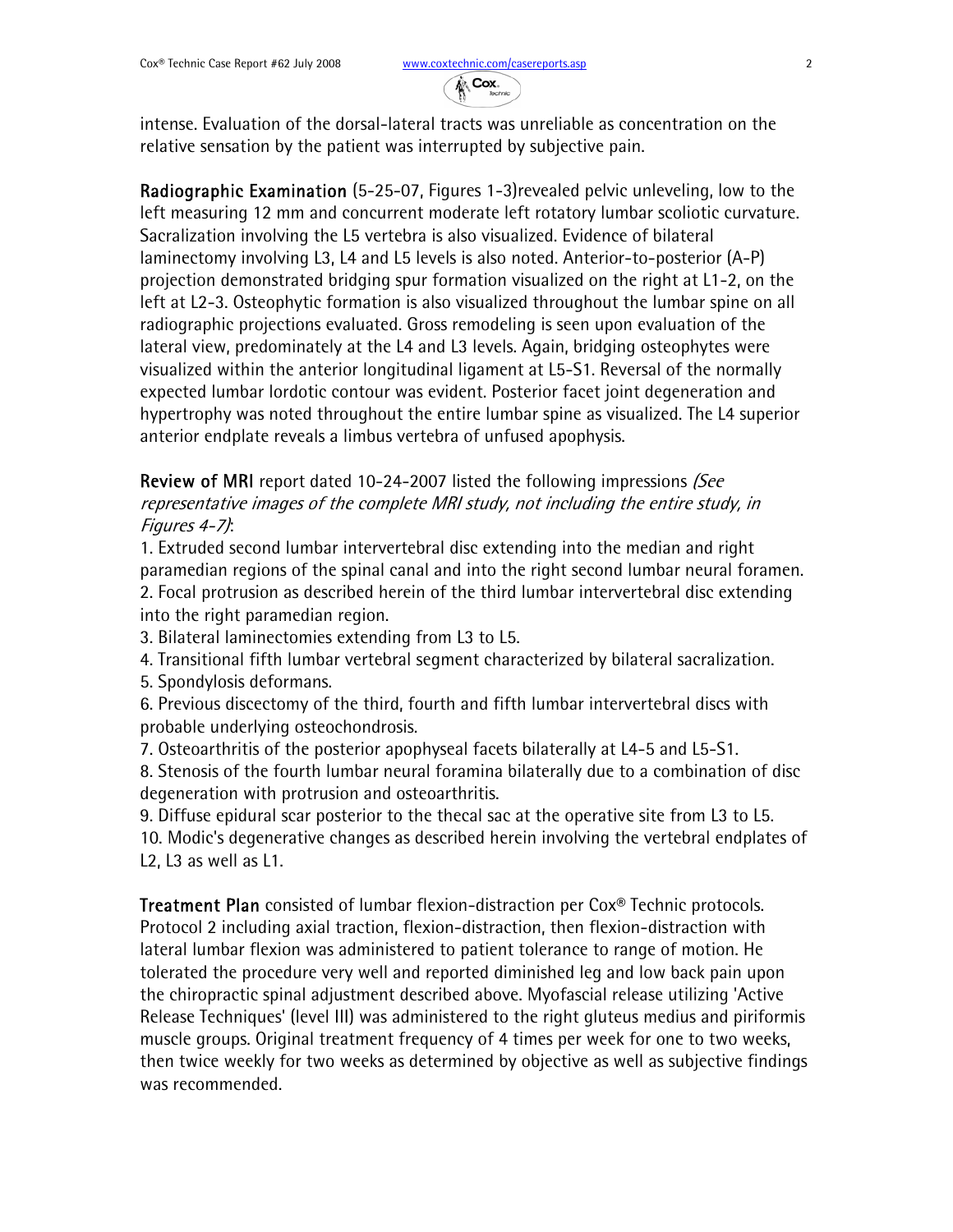intense. Evaluation of the dorsal-lateral tracts was unreliable as concentration on the relative sensation by the patient was interrupted by subjective pain.

**Radiographic Examination** (5-25-07, Figures 1-3)revealed pelvic unleveling, low to the left measuring 12 mm and concurrent moderate left rotatory lumbar scoliotic curvature. Sacralization involving the L5 vertebra is also visualized. Evidence of bilateral laminectomy involving L3, L4 and L5 levels is also noted. Anterior-to-posterior (A-P) projection demonstrated bridging spur formation visualized on the right at L1-2, on the left at L2-3. Osteophytic formation is also visualized throughout the lumbar spine on all radiographic projections evaluated. Gross remodeling is seen upon evaluation of the lateral view, predominately at the L4 and L3 levels. Again, bridging osteophytes were visualized within the anterior longitudinal ligament at L5-S1. Reversal of the normally expected lumbar lordotic contour was evident. Posterior facet joint degeneration and hypertrophy was noted throughout the entire lumbar spine as visualized. The L4 superior anterior endplate reveals a limbus vertebra of unfused apophysis.

**Review of MRI** report dated 10-24-2007 listed the following impressions *(See representative images of the complete MRI study, not including the entire study, in Figures 4-7)*:

1. Extruded second lumbar intervertebral disc extending into the median and right paramedian regions of the spinal canal and into the right second lumbar neural foramen.
2. Focal protrusion as described herein of the third lumbar intervertebral disc extending into the right paramedian region.
3. Bilateral laminectomies extending from L3 to L5.
4. Transitional fifth lumbar vertebral segment characterized by bilateral sacralization.
5. Spondylosis deformans.
6. Previous discectomy of the third, fourth and fifth lumbar intervertebral discs with probable underlying osteochondrosis.
7. Osteoarthritis of the posterior apophyseal facets bilaterally at L4-5 and L5-S1.
8. Stenosis of the fourth lumbar neural foramina bilaterally due to a combination of disc degeneration with protrusion and osteoarthritis.
9. Diffuse epidural scar posterior to the thecal sac at the operative site from L3 to L5.
10. Modic's degenerative changes as described herein involving the vertebral endplates of L2, L3 as well as L1.

**Treatment Plan** consisted of lumbar flexion-distraction per Cox® Technic protocols. Protocol 2 including axial traction, flexion-distraction, then flexion-distraction with lateral lumbar flexion was administered to patient tolerance to range of motion. He tolerated the procedure very well and reported diminished leg and low back pain upon the chiropractic spinal adjustment described above. Myofascial release utilizing 'Active Release Techniques' (level III) was administered to the right gluteus medius and piriformis muscle groups. Original treatment frequency of 4 times per week for one to two weeks, then twice weekly for two weeks as determined by objective as well as subjective findings was recommended.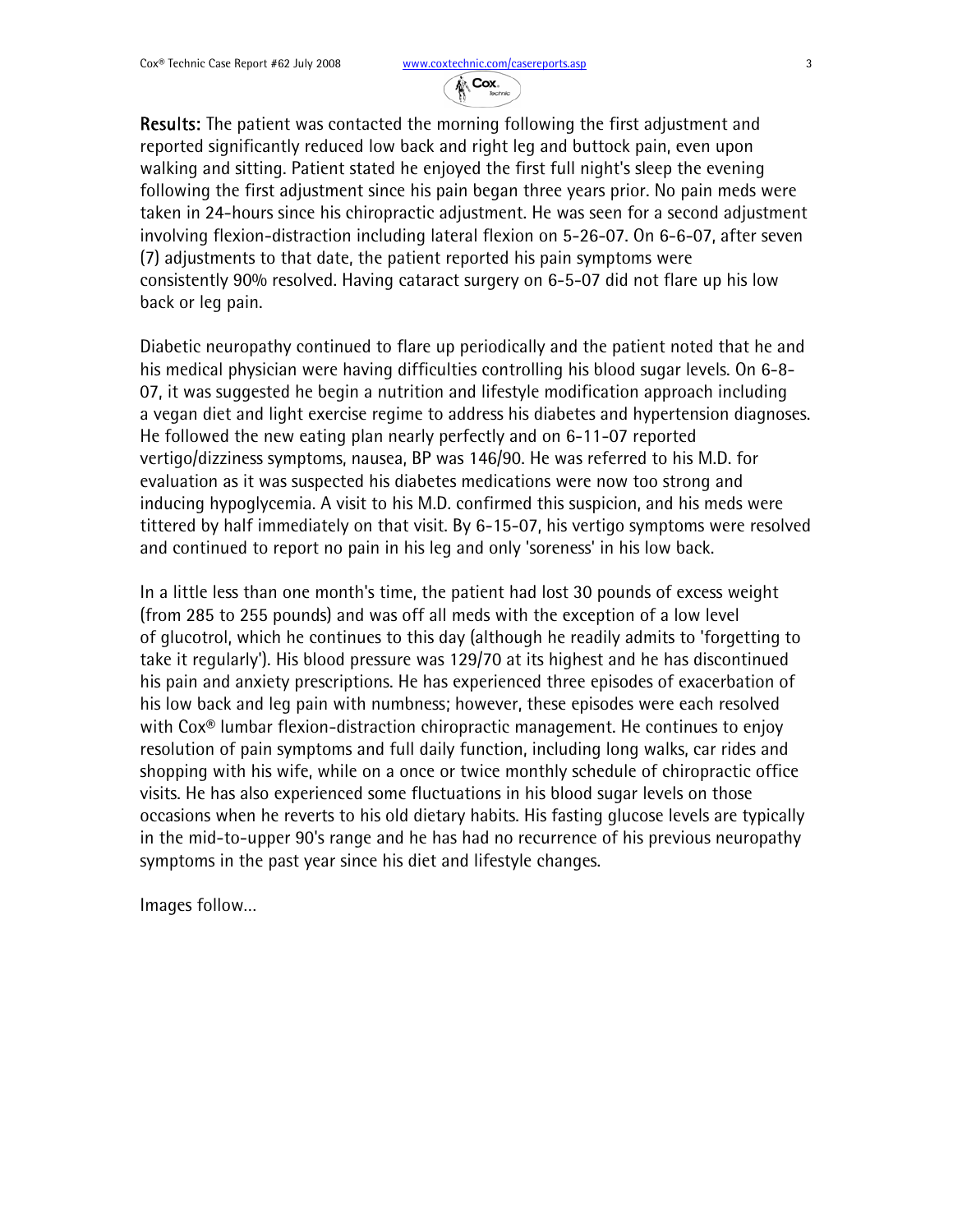**Results:** The patient was contacted the morning following the first adjustment and reported significantly reduced low back and right leg and buttock pain, even upon walking and sitting. Patient stated he enjoyed the first full night's sleep the evening following the first adjustment since his pain began three years prior. No pain meds were taken in 24-hours since his chiropractic adjustment. He was seen for a second adjustment involving flexion-distraction including lateral flexion on 5-26-07. On 6-6-07, after seven (7) adjustments to that date, the patient reported his pain symptoms were consistently 90% resolved. Having cataract surgery on 6-5-07 did not flare up his low back or leg pain.

Diabetic neuropathy continued to flare up periodically and the patient noted that he and his medical physician were having difficulties controlling his blood sugar levels. On 6-8-07, it was suggested he begin a nutrition and lifestyle modification approach including a vegan diet and light exercise regime to address his diabetes and hypertension diagnoses. He followed the new eating plan nearly perfectly and on 6-11-07 reported vertigo/dizziness symptoms, nausea, BP was 146/90. He was referred to his M.D. for evaluation as it was suspected his diabetes medications were now too strong and inducing hypoglycemia. A visit to his M.D. confirmed this suspicion, and his meds were tittered by half immediately on that visit. By 6-15-07, his vertigo symptoms were resolved and continued to report no pain in his leg and only 'soreness' in his low back.

In a little less than one month's time, the patient had lost 30 pounds of excess weight (from 285 to 255 pounds) and was off all meds with the exception of a low level of glucotrol, which he continues to this day (although he readily admits to 'forgetting to take it regularly'). His blood pressure was 129/70 at its highest and he has discontinued his pain and anxiety prescriptions. He has experienced three episodes of exacerbation of his low back and leg pain with numbness; however, these episodes were each resolved with Cox® lumbar flexion-distraction chiropractic management. He continues to enjoy resolution of pain symptoms and full daily function, including long walks, car rides and shopping with his wife, while on a once or twice monthly schedule of chiropractic office visits. He has also experienced some fluctuations in his blood sugar levels on those occasions when he reverts to his old dietary habits. His fasting glucose levels are typically in the mid-to-upper 90's range and he has had no recurrence of his previous neuropathy symptoms in the past year since his diet and lifestyle changes.

Images follow…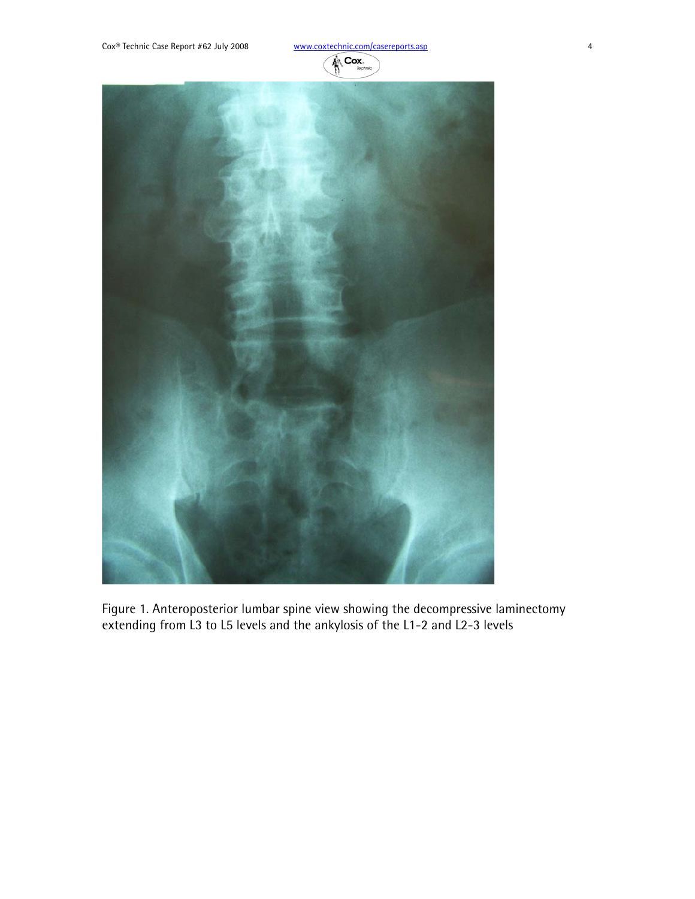Figure 1. Anteroposterior lumbar spine view showing the decompressive laminectomy extending from L3 to L5 levels and the ankylosis of the L1-2 and L2-3 levels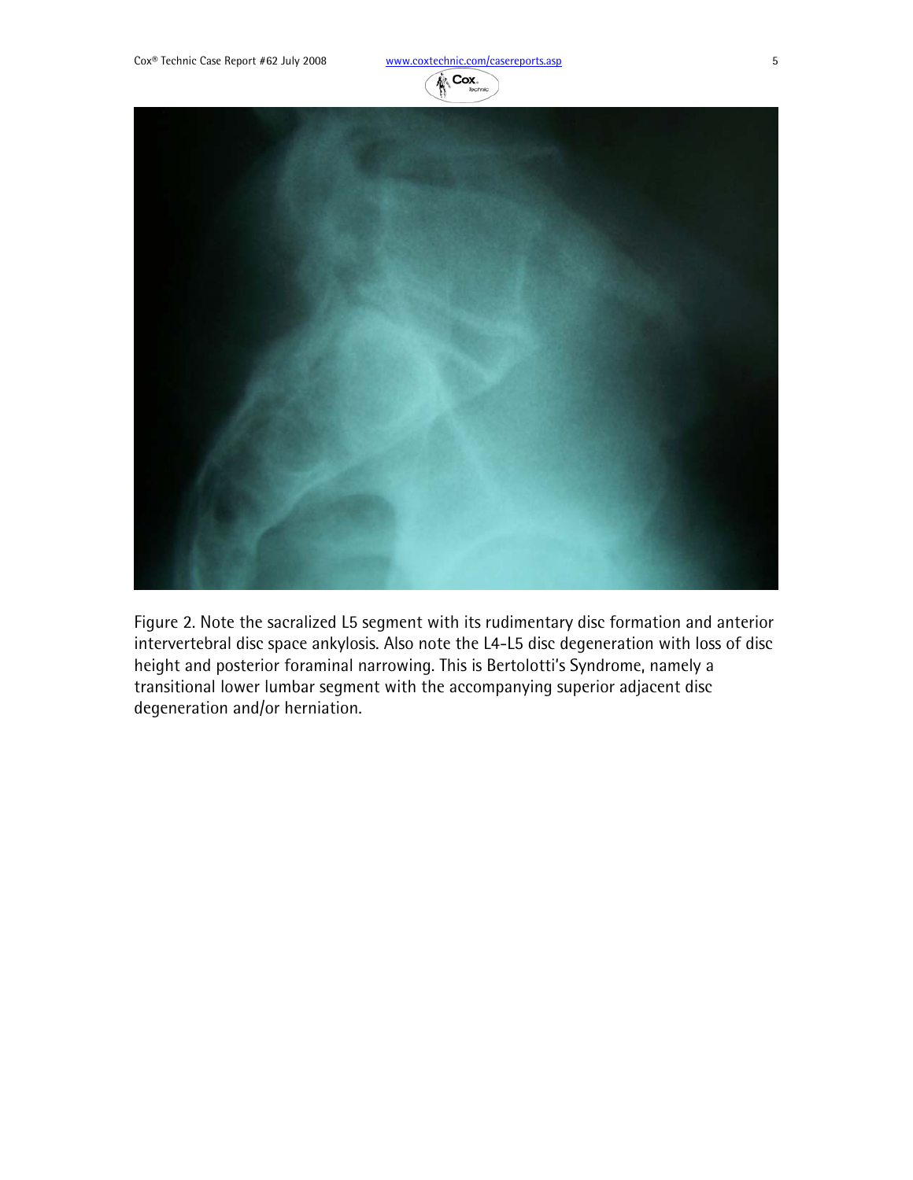Figure 2. Note the sacralized L5 segment with its rudimentary disc formation and anterior intervertebral disc space ankylosis. Also note the L4-L5 disc degeneration with loss of disc height and posterior foraminal narrowing. This is Bertolotti's Syndrome, namely a transitional lower lumbar segment with the accompanying superior adjacent disc degeneration and/or herniation.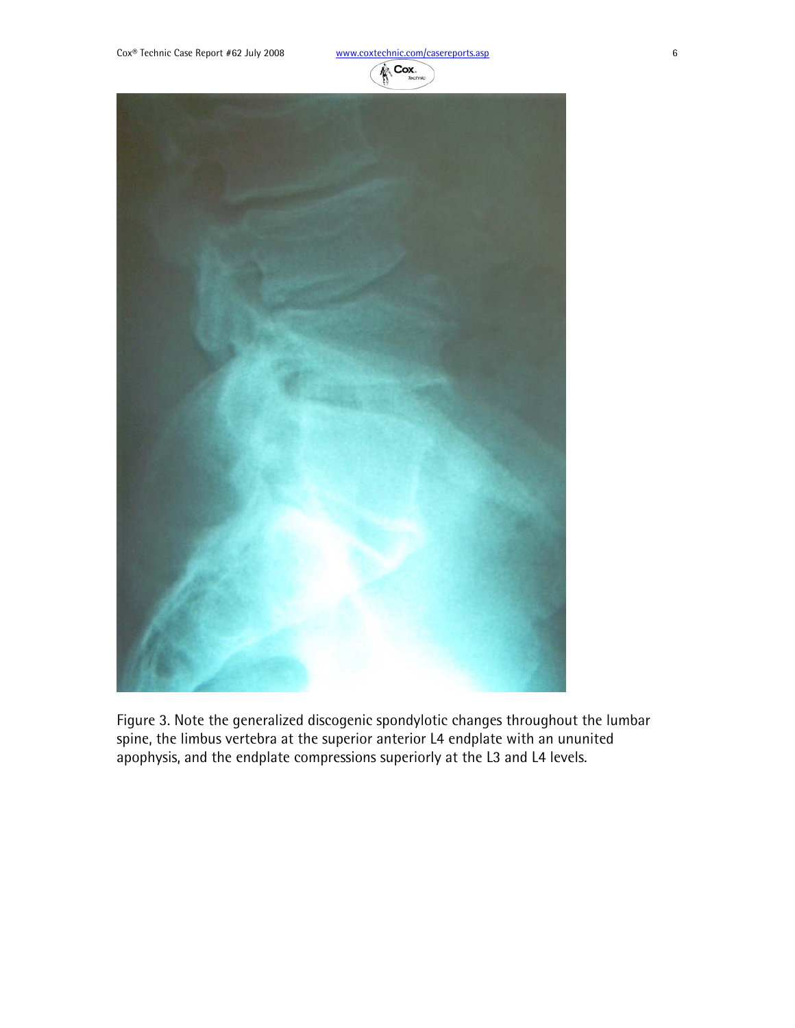Figure 3. Note the generalized discogenic spondylotic changes throughout the lumbar spine, the limbus vertebra at the superior anterior L4 endplate with an ununited apophysis, and the endplate compressions superiorly at the L3 and L4 levels.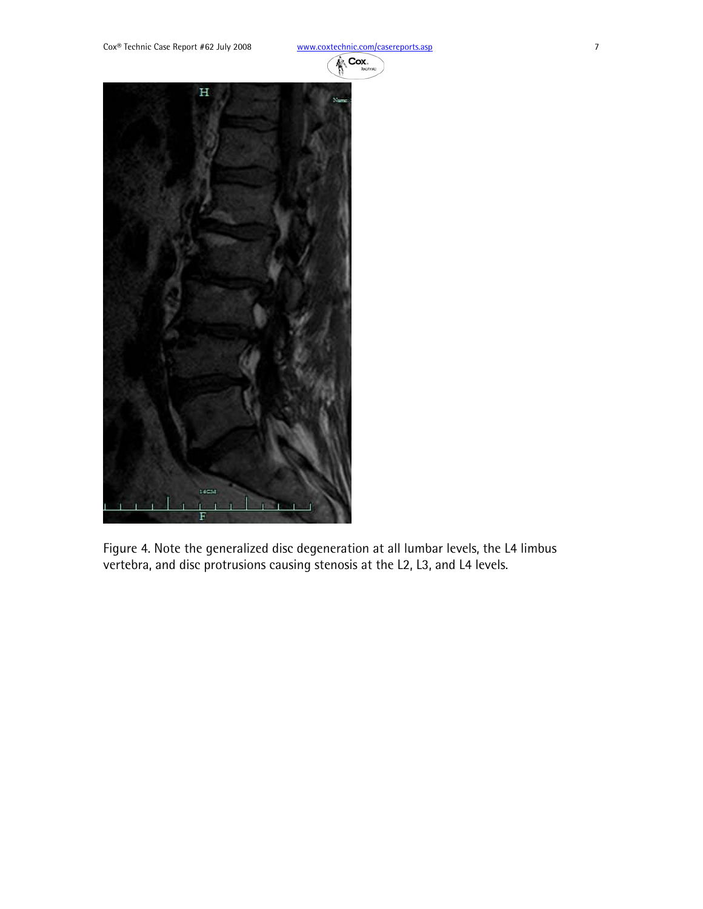Figure 4. Note the generalized disc degeneration at all lumbar levels, the L4 limbus vertebra, and disc protrusions causing stenosis at the L2, L3, and L4 levels.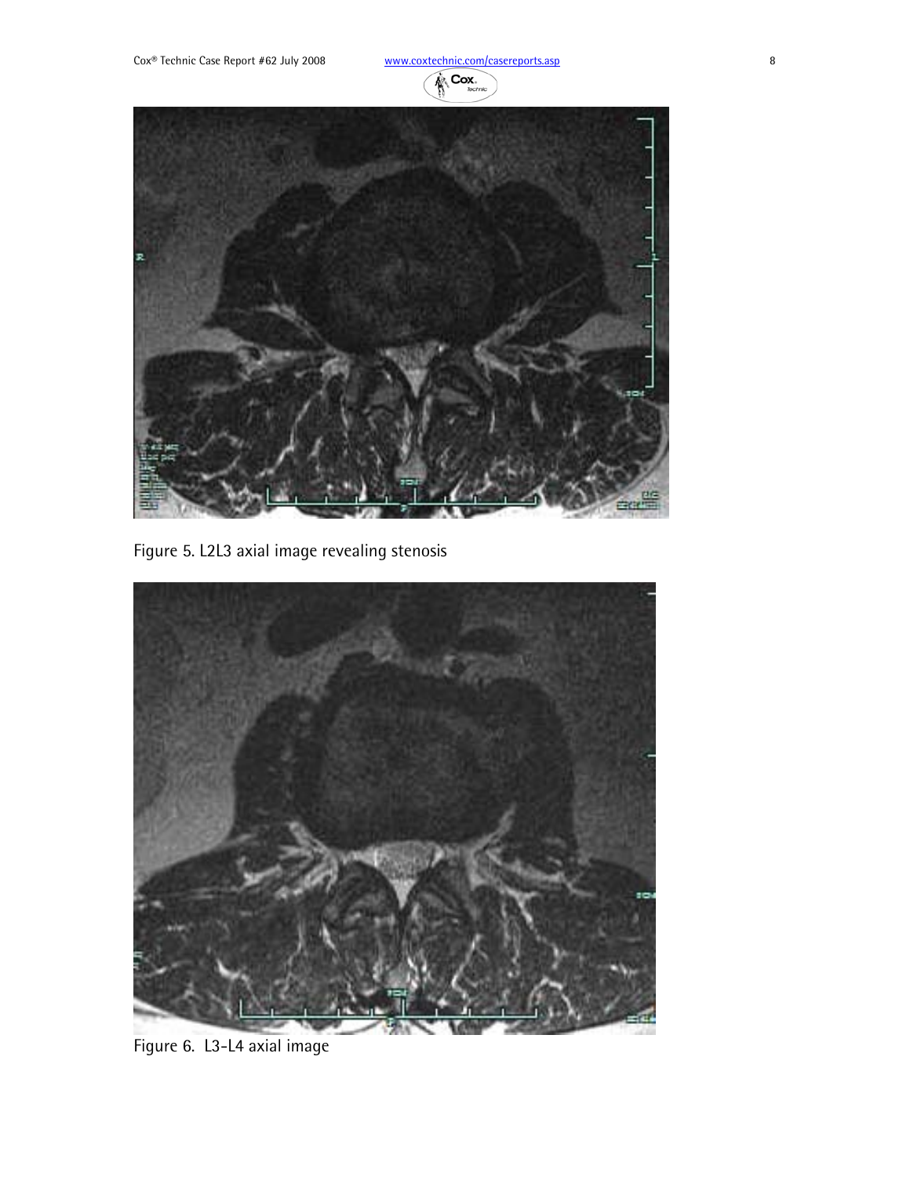Figure 5. L2L3 axial image revealing stenosis

Figure 6.  L3-L4 axial image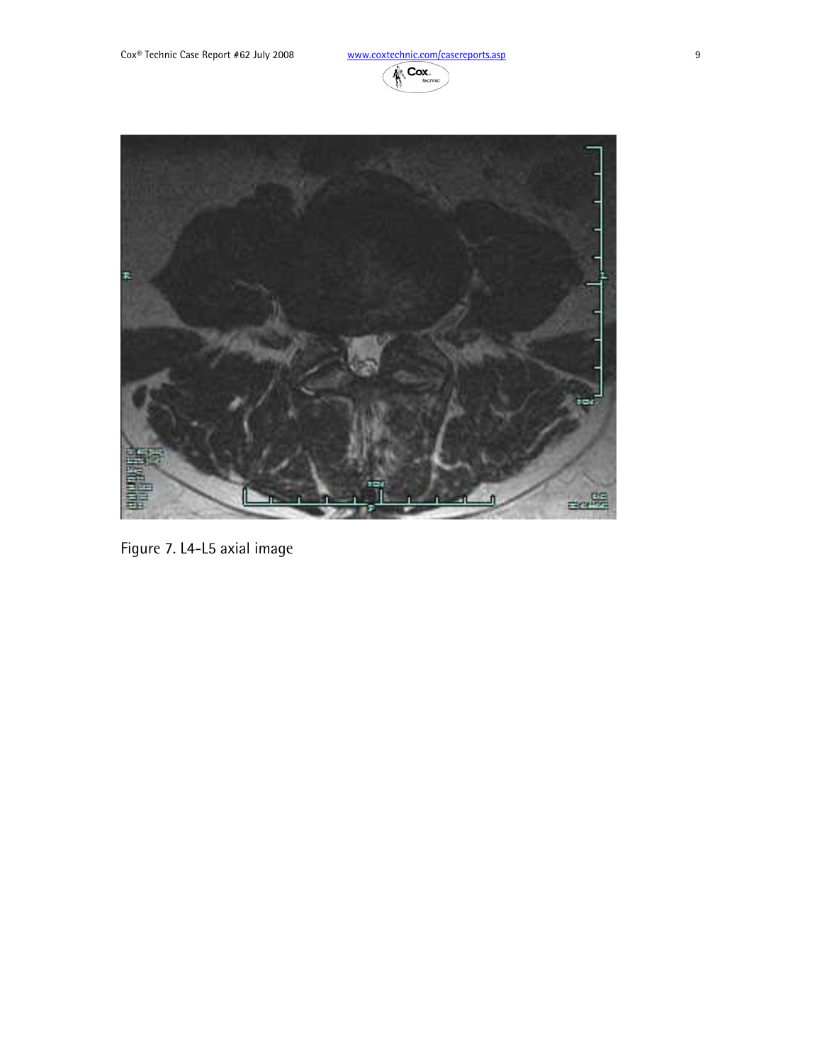Figure 7. L4-L5 axial image